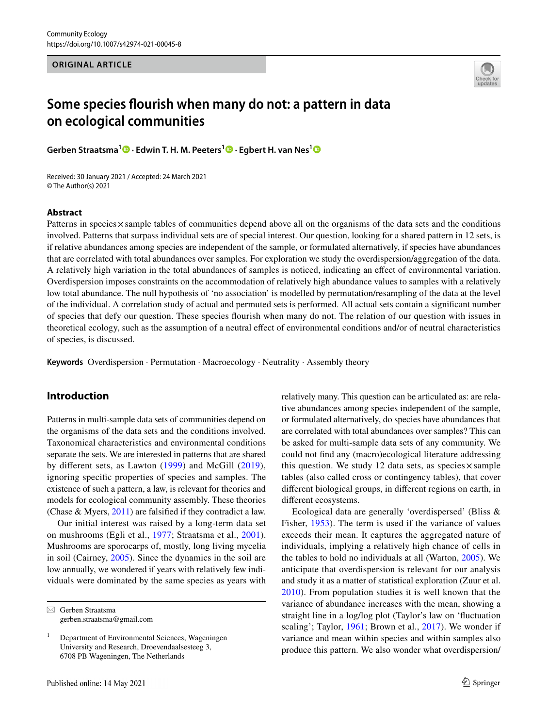Community Ecology
https://doi.org/10.1007/s42974-021-00045-8

**ORIGINAL ARTICLE**

# Some species flourish when many do not: a pattern in data on ecological communities

**Gerben Straatsma[1] · Edwin T. H. M. Peeters[1] · Egbert H. van Nes[1]**

Received: 30 January 2021 / Accepted: 24 March 2021
© The Author(s) 2021

## Abstract

Patterns in species × sample tables of communities depend above all on the organisms of the data sets and the conditions involved. Patterns that surpass individual sets are of special interest. Our question, looking for a shared pattern in 12 sets, is if relative abundances among species are independent of the sample, or formulated alternatively, if species have abundances that are correlated with total abundances over samples. For exploration we study the overdispersion/aggregation of the data. A relatively high variation in the total abundances of samples is noticed, indicating an effect of environmental variation. Overdispersion imposes constraints on the accommodation of relatively high abundance values to samples with a relatively low total abundance. The null hypothesis of 'no association' is modelled by permutation/resampling of the data at the level of the individual. A correlation study of actual and permuted sets is performed. All actual sets contain a significant number of species that defy our question. These species flourish when many do not. The relation of our question with issues in theoretical ecology, such as the assumption of a neutral effect of environmental conditions and/or of neutral characteristics of species, is discussed.

**Keywords** Overdispersion · Permutation · Macroecology · Neutrality · Assembly theory

## Introduction

Patterns in multi-sample data sets of communities depend on the organisms of the data sets and the conditions involved. Taxonomical characteristics and environmental conditions separate the sets. We are interested in patterns that are shared by different sets, as Lawton (1999) and McGill (2019), ignoring specific properties of species and samples. The existence of such a pattern, a law, is relevant for theories and models for ecological community assembly. These theories (Chase & Myers, 2011) are falsified if they contradict a law.

Our initial interest was raised by a long-term data set on mushrooms (Egli et al., 1977; Straatsma et al., 2001). Mushrooms are sporocarps of, mostly, long living mycelia in soil (Cairney, 2005). Since the dynamics in the soil are low annually, we wondered if years with relatively few individuals were dominated by the same species as years with relatively many. This question can be articulated as: are relative abundances among species independent of the sample, or formulated alternatively, do species have abundances that are correlated with total abundances over samples? This can be asked for multi-sample data sets of any community. We could not find any (macro)ecological literature addressing this question. We study 12 data sets, as species × sample tables (also called cross or contingency tables), that cover different biological groups, in different regions on earth, in different ecosystems.

Ecological data are generally 'overdispersed' (Bliss & Fisher, 1953). The term is used if the variance of values exceeds their mean. It captures the aggregated nature of individuals, implying a relatively high chance of cells in the tables to hold no individuals at all (Warton, 2005). We anticipate that overdispersion is relevant for our analysis and study it as a matter of statistical exploration (Zuur et al. 2010). From population studies it is well known that the variance of abundance increases with the mean, showing a straight line in a log/log plot (Taylor's law on 'fluctuation scaling'; Taylor, 1961; Brown et al., 2017). We wonder if variance and mean within species and within samples also produce this pattern. We also wonder what overdispersion/

✉ Gerben Straatsma
gerben.straatsma@gmail.com

[1] Department of Environmental Sciences, Wageningen University and Research, Droevendaalsesteeg 3, 6708 PB Wageningen, The Netherlands

Published online: 14 May 2021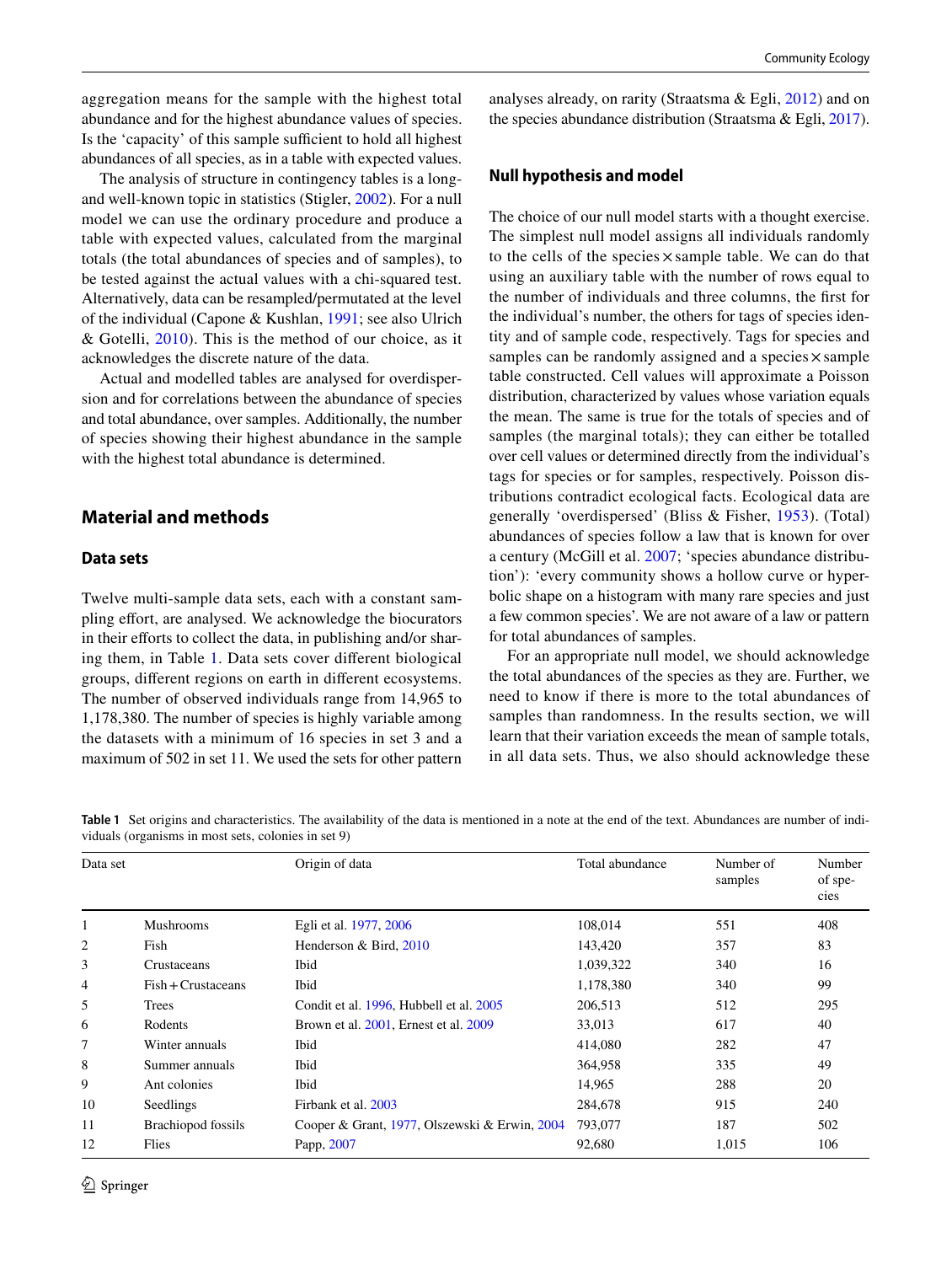aggregation means for the sample with the highest total abundance and for the highest abundance values of species. Is the 'capacity' of this sample sufficient to hold all highest abundances of all species, as in a table with expected values.

The analysis of structure in contingency tables is a long- and well-known topic in statistics (Stigler, 2002). For a null model we can use the ordinary procedure and produce a table with expected values, calculated from the marginal totals (the total abundances of species and of samples), to be tested against the actual values with a chi-squared test. Alternatively, data can be resampled/permutated at the level of the individual (Capone & Kushlan, 1991; see also Ulrich & Gotelli, 2010). This is the method of our choice, as it acknowledges the discrete nature of the data.

Actual and modelled tables are analysed for overdispersion and for correlations between the abundance of species and total abundance, over samples. Additionally, the number of species showing their highest abundance in the sample with the highest total abundance is determined.

## Material and methods

### Data sets

Twelve multi-sample data sets, each with a constant sampling effort, are analysed. We acknowledge the biocurators in their efforts to collect the data, in publishing and/or sharing them, in Table 1. Data sets cover different biological groups, different regions on earth in different ecosystems. The number of observed individuals range from 14,965 to 1,178,380. The number of species is highly variable among the datasets with a minimum of 16 species in set 3 and a maximum of 502 in set 11. We used the sets for other pattern analyses already, on rarity (Straatsma & Egli, 2012) and on the species abundance distribution (Straatsma & Egli, 2017).

### Null hypothesis and model

The choice of our null model starts with a thought exercise. The simplest null model assigns all individuals randomly to the cells of the species × sample table. We can do that using an auxiliary table with the number of rows equal to the number of individuals and three columns, the first for the individual's number, the others for tags of species identity and of sample code, respectively. Tags for species and samples can be randomly assigned and a species × sample table constructed. Cell values will approximate a Poisson distribution, characterized by values whose variation equals the mean. The same is true for the totals of species and of samples (the marginal totals); they can either be totalled over cell values or determined directly from the individual's tags for species or for samples, respectively. Poisson distributions contradict ecological facts. Ecological data are generally 'overdispersed' (Bliss & Fisher, 1953). (Total) abundances of species follow a law that is known for over a century (McGill et al. 2007; 'species abundance distribution'): 'every community shows a hollow curve or hyperbolic shape on a histogram with many rare species and just a few common species'. We are not aware of a law or pattern for total abundances of samples.

For an appropriate null model, we should acknowledge the total abundances of the species as they are. Further, we need to know if there is more to the total abundances of samples than randomness. In the results section, we will learn that their variation exceeds the mean of sample totals, in all data sets. Thus, we also should acknowledge these

**Table 1** Set origins and characteristics. The availability of the data is mentioned in a note at the end of the text. Abundances are number of individuals (organisms in most sets, colonies in set 9)

| Data set | | Origin of data | Total abundance | Number of samples | Number of species |
|---|---|---|---|---|---|
| 1 | Mushrooms | Egli et al. 1977, 2006 | 108,014 | 551 | 408 |
| 2 | Fish | Henderson & Bird, 2010 | 143,420 | 357 | 83 |
| 3 | Crustaceans | Ibid | 1,039,322 | 340 | 16 |
| 4 | Fish + Crustaceans | Ibid | 1,178,380 | 340 | 99 |
| 5 | Trees | Condit et al. 1996, Hubbell et al. 2005 | 206,513 | 512 | 295 |
| 6 | Rodents | Brown et al. 2001, Ernest et al. 2009 | 33,013 | 617 | 40 |
| 7 | Winter annuals | Ibid | 414,080 | 282 | 47 |
| 8 | Summer annuals | Ibid | 364,958 | 335 | 49 |
| 9 | Ant colonies | Ibid | 14,965 | 288 | 20 |
| 10 | Seedlings | Firbank et al. 2003 | 284,678 | 915 | 240 |
| 11 | Brachiopod fossils | Cooper & Grant, 1977, Olszewski & Erwin, 2004 | 793,077 | 187 | 502 |
| 12 | Flies | Papp, 2007 | 92,680 | 1,015 | 106 |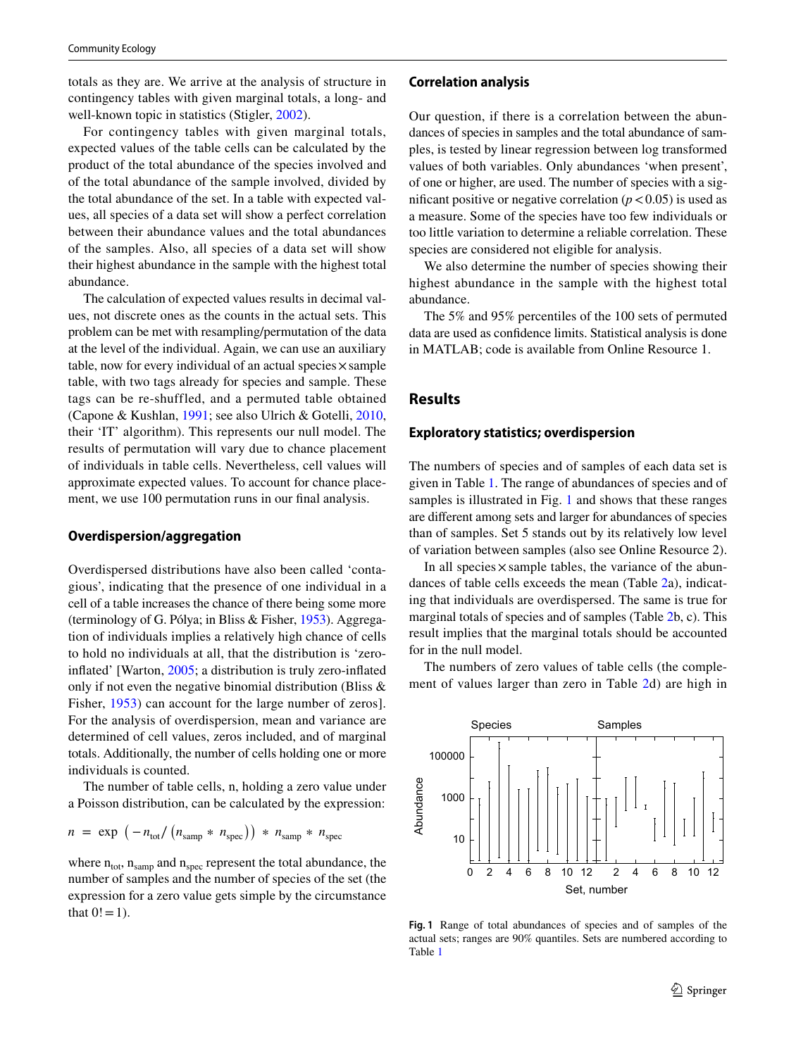totals as they are. We arrive at the analysis of structure in contingency tables with given marginal totals, a long- and well-known topic in statistics (Stigler, 2002).

For contingency tables with given marginal totals, expected values of the table cells can be calculated by the product of the total abundance of the species involved and of the total abundance of the sample involved, divided by the total abundance of the set. In a table with expected values, all species of a data set will show a perfect correlation between their abundance values and the total abundances of the samples. Also, all species of a data set will show their highest abundance in the sample with the highest total abundance.

The calculation of expected values results in decimal values, not discrete ones as the counts in the actual sets. This problem can be met with resampling/permutation of the data at the level of the individual. Again, we can use an auxiliary table, now for every individual of an actual species × sample table, with two tags already for species and sample. These tags can be re-shuffled, and a permuted table obtained (Capone & Kushlan, 1991; see also Ulrich & Gotelli, 2010, their 'IT' algorithm). This represents our null model. The results of permutation will vary due to chance placement of individuals in table cells. Nevertheless, cell values will approximate expected values. To account for chance placement, we use 100 permutation runs in our final analysis.

### Overdispersion/aggregation

Overdispersed distributions have also been called 'contagious', indicating that the presence of one individual in a cell of a table increases the chance of there being some more (terminology of G. Pólya; in Bliss & Fisher, 1953). Aggregation of individuals implies a relatively high chance of cells to hold no individuals at all, that the distribution is 'zero-inflated' [Warton, 2005; a distribution is truly zero-inflated only if not even the negative binomial distribution (Bliss & Fisher, 1953) can account for the large number of zeros]. For the analysis of overdispersion, mean and variance are determined of cell values, zeros included, and of marginal totals. Additionally, the number of cells holding one or more individuals is counted.

The number of table cells, n, holding a zero value under a Poisson distribution, can be calculated by the expression:

$$n = \exp\left(-n_{tot}/\left(n_{samp} * n_{spec}\right)\right) * n_{samp} * n_{spec}$$

where $n_{tot}$, $n_{samp}$ and $n_{spec}$ represent the total abundance, the number of samples and the number of species of the set (the expression for a zero value gets simple by the circumstance that $0! = 1$).

### Correlation analysis

Our question, if there is a correlation between the abundances of species in samples and the total abundance of samples, is tested by linear regression between log transformed values of both variables. Only abundances 'when present', of one or higher, are used. The number of species with a significant positive or negative correlation ($p < 0.05$) is used as a measure. Some of the species have too few individuals or too little variation to determine a reliable correlation. These species are considered not eligible for analysis.

We also determine the number of species showing their highest abundance in the sample with the highest total abundance.

The 5% and 95% percentiles of the 100 sets of permuted data are used as confidence limits. Statistical analysis is done in MATLAB; code is available from Online Resource 1.

## Results

### Exploratory statistics; overdispersion

The numbers of species and of samples of each data set is given in Table 1. The range of abundances of species and of samples is illustrated in Fig. 1 and shows that these ranges are different among sets and larger for abundances of species than of samples. Set 5 stands out by its relatively low level of variation between samples (also see Online Resource 2).

In all species × sample tables, the variance of the abundances of table cells exceeds the mean (Table 2a), indicating that individuals are overdispersed. The same is true for marginal totals of species and of samples (Table 2b, c). This result implies that the marginal totals should be accounted for in the null model.

The numbers of zero values of table cells (the complement of values larger than zero in Table 2d) are high in

**Fig. 1** Range of total abundances of species and of samples of the actual sets; ranges are 90% quantiles. Sets are numbered according to Table 1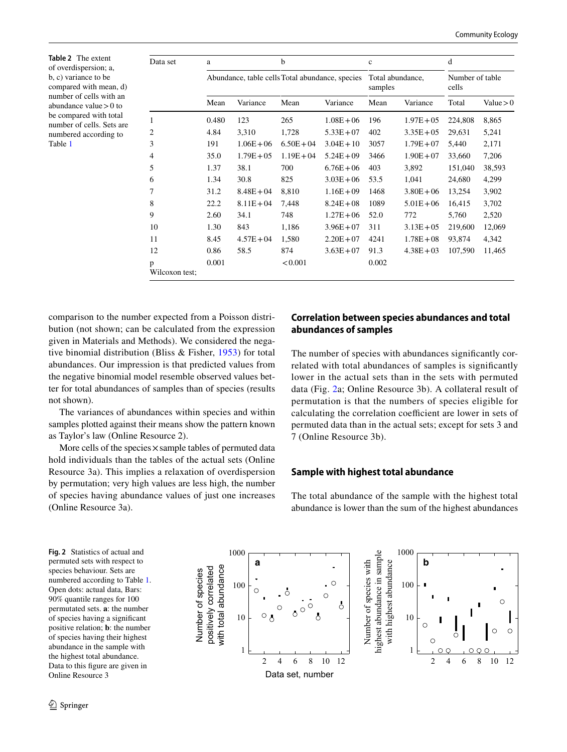**Table 2** The extent of overdispersion; a, b, c) variance to be compared with mean, d) number of cells with an abundance value > 0 to be compared with total number of cells. Sets are numbered according to Table 1

| Data set | a | | b | | c | | d | |
|---|---|---|---|---|---|---|---|---|
| | Abundance, table cells | | Total abundance, species | | Total abundance, samples | | Number of table cells | |
| | Mean | Variance | Mean | Variance | Mean | Variance | Total | Value > 0 |
| 1 | 0.480 | 123 | 265 | 1.08E+06 | 196 | 1.97E+05 | 224,808 | 8,865 |
| 2 | 4.84 | 3,310 | 1,728 | 5.33E+07 | 402 | 3.35E+05 | 29,631 | 5,241 |
| 3 | 191 | 1.06E+06 | 6.50E+04 | 3.04E+10 | 3057 | 1.79E+07 | 5,440 | 2,171 |
| 4 | 35.0 | 1.79E+05 | 1.19E+04 | 5.24E+09 | 3466 | 1.90E+07 | 33,660 | 7,206 |
| 5 | 1.37 | 38.1 | 700 | 6.76E+06 | 403 | 3,892 | 151,040 | 38,593 |
| 6 | 1.34 | 30.8 | 825 | 3.03E+06 | 53.5 | 1,041 | 24,680 | 4,299 |
| 7 | 31.2 | 8.48E+04 | 8,810 | 1.16E+09 | 1468 | 3.80E+06 | 13,254 | 3,902 |
| 8 | 22.2 | 8.11E+04 | 7,448 | 8.24E+08 | 1089 | 5.01E+06 | 16,415 | 3,702 |
| 9 | 2.60 | 34.1 | 748 | 1.27E+06 | 52.0 | 772 | 5,760 | 2,520 |
| 10 | 1.30 | 843 | 1,186 | 3.96E+07 | 311 | 3.13E+05 | 219,600 | 12,069 |
| 11 | 8.45 | 4.57E+04 | 1,580 | 2.20E+07 | 4241 | 1.78E+08 | 93,874 | 4,342 |
| 12 | 0.86 | 58.5 | 874 | 3.63E+07 | 91.3 | 4.38E+03 | 107,590 | 11,465 |
| p Wilcoxon test; | 0.001 | | < 0.001 | | 0.002 | | | |

comparison to the number expected from a Poisson distribution (not shown; can be calculated from the expression given in Materials and Methods). We considered the negative binomial distribution (Bliss & Fisher, 1953) for total abundances. Our impression is that predicted values from the negative binomial model resemble observed values better for total abundances of samples than of species (results not shown).

The variances of abundances within species and within samples plotted against their means show the pattern known as Taylor's law (Online Resource 2).

More cells of the species × sample tables of permuted data hold individuals than the tables of the actual sets (Online Resource 3a). This implies a relaxation of overdispersion by permutation; very high values are less high, the number of species having abundance values of just one increases (Online Resource 3a).

## Correlation between species abundances and total abundances of samples

The number of species with abundances significantly correlated with total abundances of samples is significantly lower in the actual sets than in the sets with permuted data (Fig. 2a; Online Resource 3b). A collateral result of permutation is that the numbers of species eligible for calculating the correlation coefficient are lower in sets of permuted data than in the actual sets; except for sets 3 and 7 (Online Resource 3b).

## Sample with highest total abundance

The total abundance of the sample with the highest total abundance is lower than the sum of the highest abundances

**Fig. 2** Statistics of actual and permuted sets with respect to species behaviour. Sets are numbered according to Table 1. Open dots: actual data, Bars: 90% quantile ranges for 100 permutated sets. **a**: the number of species having a significant positive relation; **b**: the number of species having their highest abundance in the sample with the highest total abundance. Data to this figure are given in Online Resource 3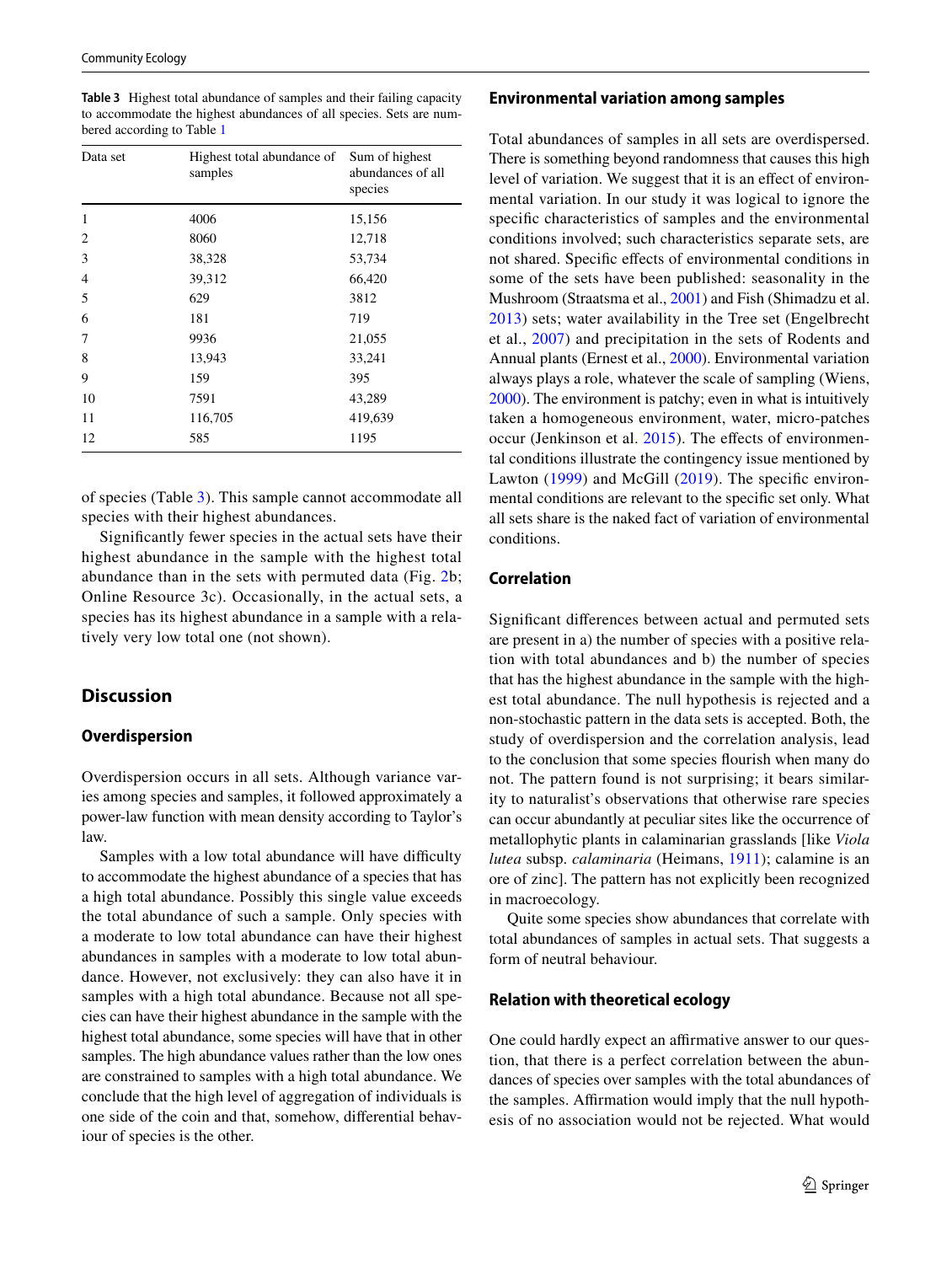**Table 3** Highest total abundance of samples and their failing capacity to accommodate the highest abundances of all species. Sets are numbered according to Table 1

| Data set | Highest total abundance of samples | Sum of highest abundances of all species |
|---|---|---|
| 1 | 4006 | 15,156 |
| 2 | 8060 | 12,718 |
| 3 | 38,328 | 53,734 |
| 4 | 39,312 | 66,420 |
| 5 | 629 | 3812 |
| 6 | 181 | 719 |
| 7 | 9936 | 21,055 |
| 8 | 13,943 | 33,241 |
| 9 | 159 | 395 |
| 10 | 7591 | 43,289 |
| 11 | 116,705 | 419,639 |
| 12 | 585 | 1195 |

of species (Table 3). This sample cannot accommodate all species with their highest abundances.

Significantly fewer species in the actual sets have their highest abundance in the sample with the highest total abundance than in the sets with permuted data (Fig. 2b; Online Resource 3c). Occasionally, in the actual sets, a species has its highest abundance in a sample with a relatively very low total one (not shown).

## Discussion

### Overdispersion

Overdispersion occurs in all sets. Although variance varies among species and samples, it followed approximately a power-law function with mean density according to Taylor's law.

Samples with a low total abundance will have difficulty to accommodate the highest abundance of a species that has a high total abundance. Possibly this single value exceeds the total abundance of such a sample. Only species with a moderate to low total abundance can have their highest abundances in samples with a moderate to low total abundance. However, not exclusively: they can also have it in samples with a high total abundance. Because not all species can have their highest abundance in the sample with the highest total abundance, some species will have that in other samples. The high abundance values rather than the low ones are constrained to samples with a high total abundance. We conclude that the high level of aggregation of individuals is one side of the coin and that, somehow, differential behaviour of species is the other.

### Environmental variation among samples

Total abundances of samples in all sets are overdispersed. There is something beyond randomness that causes this high level of variation. We suggest that it is an effect of environmental variation. In our study it was logical to ignore the specific characteristics of samples and the environmental conditions involved; such characteristics separate sets, are not shared. Specific effects of environmental conditions in some of the sets have been published: seasonality in the Mushroom (Straatsma et al., 2001) and Fish (Shimadzu et al. 2013) sets; water availability in the Tree set (Engelbrecht et al., 2007) and precipitation in the sets of Rodents and Annual plants (Ernest et al., 2000). Environmental variation always plays a role, whatever the scale of sampling (Wiens, 2000). The environment is patchy; even in what is intuitively taken a homogeneous environment, water, micro-patches occur (Jenkinson et al. 2015). The effects of environmental conditions illustrate the contingency issue mentioned by Lawton (1999) and McGill (2019). The specific environmental conditions are relevant to the specific set only. What all sets share is the naked fact of variation of environmental conditions.

### Correlation

Significant differences between actual and permuted sets are present in a) the number of species with a positive relation with total abundances and b) the number of species that has the highest abundance in the sample with the highest total abundance. The null hypothesis is rejected and a non-stochastic pattern in the data sets is accepted. Both, the study of overdispersion and the correlation analysis, lead to the conclusion that some species flourish when many do not. The pattern found is not surprising; it bears similarity to naturalist's observations that otherwise rare species can occur abundantly at peculiar sites like the occurrence of metallophytic plants in calaminarian grasslands [like *Viola lutea* subsp. *calaminaria* (Heimans, 1911); calamine is an ore of zinc]. The pattern has not explicitly been recognized in macroecology.

Quite some species show abundances that correlate with total abundances of samples in actual sets. That suggests a form of neutral behaviour.

### Relation with theoretical ecology

One could hardly expect an affirmative answer to our question, that there is a perfect correlation between the abundances of species over samples with the total abundances of the samples. Affirmation would imply that the null hypothesis of no association would not be rejected. What would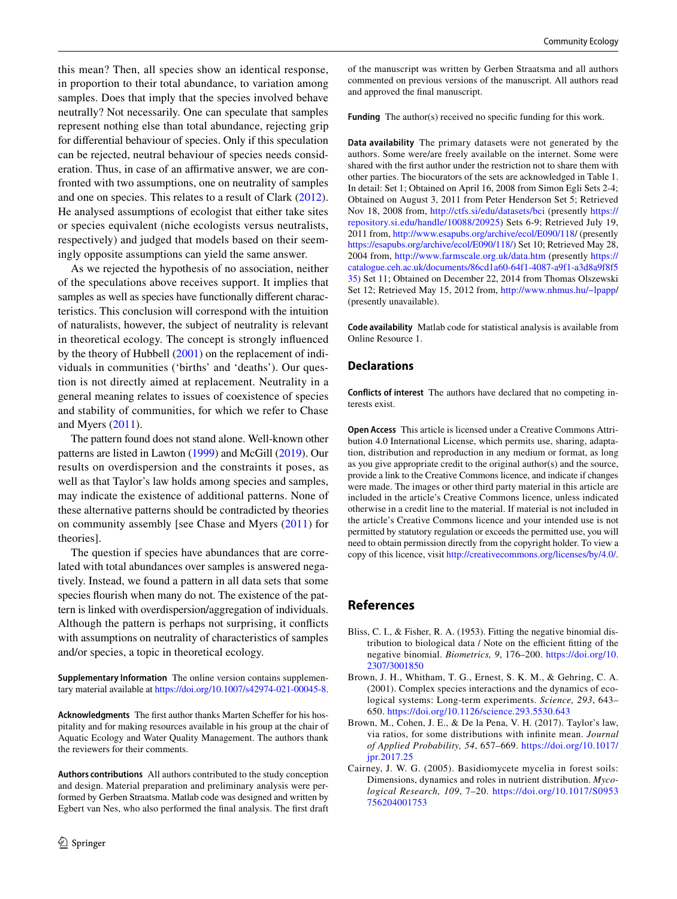this mean? Then, all species show an identical response, in proportion to their total abundance, to variation among samples. Does that imply that the species involved behave neutrally? Not necessarily. One can speculate that samples represent nothing else than total abundance, rejecting grip for differential behaviour of species. Only if this speculation can be rejected, neutral behaviour of species needs consideration. Thus, in case of an affirmative answer, we are confronted with two assumptions, one on neutrality of samples and one on species. This relates to a result of Clark (2012). He analysed assumptions of ecologist that either take sites or species equivalent (niche ecologists versus neutralists, respectively) and judged that models based on their seemingly opposite assumptions can yield the same answer.

As we rejected the hypothesis of no association, neither of the speculations above receives support. It implies that samples as well as species have functionally different characteristics. This conclusion will correspond with the intuition of naturalists, however, the subject of neutrality is relevant in theoretical ecology. The concept is strongly influenced by the theory of Hubbell (2001) on the replacement of individuals in communities ('births' and 'deaths'). Our question is not directly aimed at replacement. Neutrality in a general meaning relates to issues of coexistence of species and stability of communities, for which we refer to Chase and Myers (2011).

The pattern found does not stand alone. Well-known other patterns are listed in Lawton (1999) and McGill (2019). Our results on overdispersion and the constraints it poses, as well as that Taylor's law holds among species and samples, may indicate the existence of additional patterns. None of these alternative patterns should be contradicted by theories on community assembly [see Chase and Myers (2011) for theories].

The question if species have abundances that are correlated with total abundances over samples is answered negatively. Instead, we found a pattern in all data sets that some species flourish when many do not. The existence of the pattern is linked with overdispersion/aggregation of individuals. Although the pattern is perhaps not surprising, it conflicts with assumptions on neutrality of characteristics of samples and/or species, a topic in theoretical ecology.

**Supplementary Information** The online version contains supplementary material available at https://doi.org/10.1007/s42974-021-00045-8.

**Acknowledgments** The first author thanks Marten Scheffer for his hospitality and for making resources available in his group at the chair of Aquatic Ecology and Water Quality Management. The authors thank the reviewers for their comments.

**Authors contributions** All authors contributed to the study conception and design. Material preparation and preliminary analysis were performed by Gerben Straatsma. Matlab code was designed and written by Egbert van Nes, who also performed the final analysis. The first draft of the manuscript was written by Gerben Straatsma and all authors commented on previous versions of the manuscript. All authors read and approved the final manuscript.

**Funding** The author(s) received no specific funding for this work.

**Data availability** The primary datasets were not generated by the authors. Some were/are freely available on the internet. Some were shared with the first author under the restriction not to share them with other parties. The biocurators of the sets are acknowledged in Table 1. In detail: Set 1; Obtained on April 16, 2008 from Simon Egli Sets 2-4; Obtained on August 3, 2011 from Peter Henderson Set 5; Retrieved Nov 18, 2008 from, http://ctfs.si/edu/datasets/bci (presently https://repository.si.edu/handle/10088/20925) Sets 6-9; Retrieved July 19, 2011 from, http://www.esapubs.org/archive/ecol/E090/118/ (presently https://esapubs.org/archive/ecol/E090/118/) Set 10; Retrieved May 28, 2004 from, http://www.farmscale.org.uk/data.htm (presently https://catalogue.ceh.ac.uk/documents/86cd1a60-64f1-4087-a9f1-a3d8a9f8f535) Set 11; Obtained on December 22, 2014 from Thomas Olszewski Set 12; Retrieved May 15, 2012 from, http://www.nhmus.hu/~lpapp/ (presently unavailable).

**Code availability** Matlab code for statistical analysis is available from Online Resource 1.

## Declarations

**Conflicts of interest** The authors have declared that no competing interests exist.

**Open Access** This article is licensed under a Creative Commons Attribution 4.0 International License, which permits use, sharing, adaptation, distribution and reproduction in any medium or format, as long as you give appropriate credit to the original author(s) and the source, provide a link to the Creative Commons licence, and indicate if changes were made. The images or other third party material in this article are included in the article's Creative Commons licence, unless indicated otherwise in a credit line to the material. If material is not included in the article's Creative Commons licence and your intended use is not permitted by statutory regulation or exceeds the permitted use, you will need to obtain permission directly from the copyright holder. To view a copy of this licence, visit http://creativecommons.org/licenses/by/4.0/.

## References

Bliss, C. I., & Fisher, R. A. (1953). Fitting the negative binomial distribution to biological data / Note on the efficient fitting of the negative binomial. *Biometrics, 9*, 176–200. https://doi.org/10.2307/3001850

Brown, J. H., Whitham, T. G., Ernest, S. K. M., & Gehring, C. A. (2001). Complex species interactions and the dynamics of ecological systems: Long-term experiments. *Science, 293*, 643–650. https://doi.org/10.1126/science.293.5530.643

Brown, M., Cohen, J. E., & De la Pena, V. H. (2017). Taylor's law, via ratios, for some distributions with infinite mean. *Journal of Applied Probability, 54*, 657–669. https://doi.org/10.1017/jpr.2017.25

Cairney, J. W. G. (2005). Basidiomycete mycelia in forest soils: Dimensions, dynamics and roles in nutrient distribution. *Mycological Research, 109*, 7–20. https://doi.org/10.1017/S0953756204001753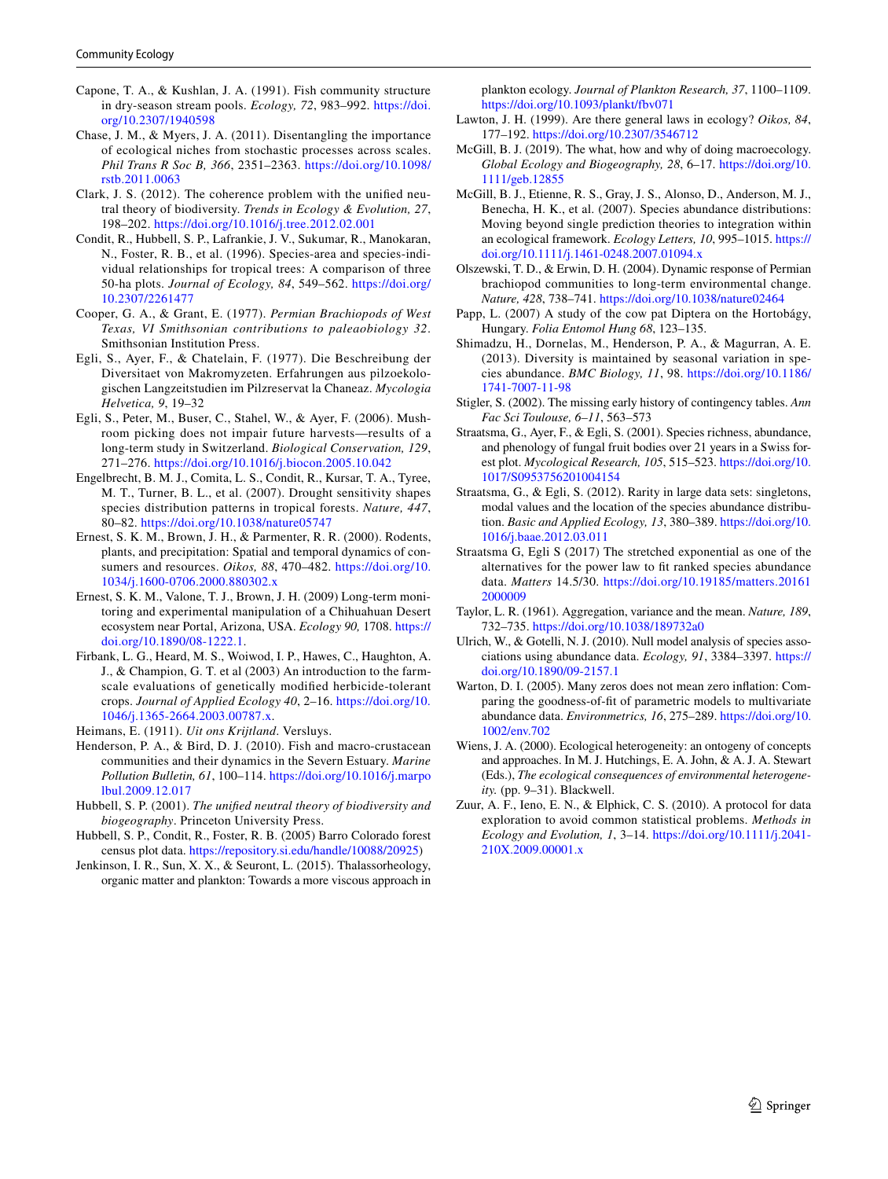Capone, T. A., & Kushlan, J. A. (1991). Fish community structure in dry-season stream pools. *Ecology, 72*, 983–992. https://doi.org/10.2307/1940598

Chase, J. M., & Myers, J. A. (2011). Disentangling the importance of ecological niches from stochastic processes across scales. *Phil Trans R Soc B, 366*, 2351–2363. https://doi.org/10.1098/rstb.2011.0063

Clark, J. S. (2012). The coherence problem with the unified neutral theory of biodiversity. *Trends in Ecology & Evolution, 27*, 198–202. https://doi.org/10.1016/j.tree.2012.02.001

Condit, R., Hubbell, S. P., Lafrankie, J. V., Sukumar, R., Manokaran, N., Foster, R. B., et al. (1996). Species-area and species-individual relationships for tropical trees: A comparison of three 50-ha plots. *Journal of Ecology, 84*, 549–562. https://doi.org/10.2307/2261477

Cooper, G. A., & Grant, E. (1977). *Permian Brachiopods of West Texas, VI Smithsonian contributions to paleobiology 32*. Smithsonian Institution Press.

Egli, S., Ayer, F., & Chatelain, F. (1977). Die Beschreibung der Diversitaet von Makromyzeten. Erfahrungen aus pilzoekologischen Langzeitstudien im Pilzreservat la Chaneaz. *Mycologia Helvetica, 9*, 19–32

Egli, S., Peter, M., Buser, C., Stahel, W., & Ayer, F. (2006). Mushroom picking does not impair future harvests—results of a long-term study in Switzerland. *Biological Conservation, 129*, 271–276. https://doi.org/10.1016/j.biocon.2005.10.042

Engelbrecht, B. M. J., Comita, L. S., Condit, R., Kursar, T. A., Tyree, M. T., Turner, B. L., et al. (2007). Drought sensitivity shapes species distribution patterns in tropical forests. *Nature, 447*, 80–82. https://doi.org/10.1038/nature05747

Ernest, S. K. M., Brown, J. H., & Parmenter, R. R. (2000). Rodents, plants, and precipitation: Spatial and temporal dynamics of consumers and resources. *Oikos, 88*, 470–482. https://doi.org/10.1034/j.1600-0706.2000.880302.x

Ernest, S. K. M., Valone, T. J., Brown, J. H. (2009) Long-term monitoring and experimental manipulation of a Chihuahuan Desert ecosystem near Portal, Arizona, USA. *Ecology 90,* 1708. https://doi.org/10.1890/08-1222.1.

Firbank, L. G., Heard, M. S., Woiwod, I. P., Hawes, C., Haughton, A. J., & Champion, G. T. et al (2003) An introduction to the farm-scale evaluations of genetically modified herbicide-tolerant crops. *Journal of Applied Ecology 40*, 2–16. https://doi.org/10.1046/j.1365-2664.2003.00787.x.

Heimans, E. (1911). *Uit ons Krijtland.* Versluys.

Henderson, P. A., & Bird, D. J. (2010). Fish and macro-crustacean communities and their dynamics in the Severn Estuary. *Marine Pollution Bulletin, 61*, 100–114. https://doi.org/10.1016/j.marpolbul.2009.12.017

Hubbell, S. P. (2001). *The unified neutral theory of biodiversity and biogeography*. Princeton University Press.

Hubbell, S. P., Condit, R., Foster, R. B. (2005) Barro Colorado forest census plot data. https://repository.si.edu/handle/10088/20925)

Jenkinson, I. R., Sun, X. X., & Seuront, L. (2015). Thalassorheology, organic matter and plankton: Towards a more viscous approach in plankton ecology. *Journal of Plankton Research, 37*, 1100–1109. https://doi.org/10.1093/plankt/fbv071

Lawton, J. H. (1999). Are there general laws in ecology? *Oikos, 84*, 177–192. https://doi.org/10.2307/3546712

McGill, B. J. (2019). The what, how and why of doing macroecology. *Global Ecology and Biogeography, 28*, 6–17. https://doi.org/10.1111/geb.12855

McGill, B. J., Etienne, R. S., Gray, J. S., Alonso, D., Anderson, M. J., Benecha, H. K., et al. (2007). Species abundance distributions: Moving beyond single prediction theories to integration within an ecological framework. *Ecology Letters, 10*, 995–1015. https://doi.org/10.1111/j.1461-0248.2007.01094.x

Olszewski, T. D., & Erwin, D. H. (2004). Dynamic response of Permian brachiopod communities to long-term environmental change. *Nature, 428*, 738–741. https://doi.org/10.1038/nature02464

Papp, L. (2007) A study of the cow pat Diptera on the Hortobágy, Hungary. *Folia Entomol Hung 68*, 123–135.

Shimadzu, H., Dornelas, M., Henderson, P. A., & Magurran, A. E. (2013). Diversity is maintained by seasonal variation in species abundance. *BMC Biology, 11*, 98. https://doi.org/10.1186/1741-7007-11-98

Stigler, S. (2002). The missing early history of contingency tables. *Ann Fac Sci Toulouse, 6–11*, 563–573

Straatsma, G., Ayer, F., & Egli, S. (2001). Species richness, abundance, and phenology of fungal fruit bodies over 21 years in a Swiss forest plot. *Mycological Research, 105*, 515–523. https://doi.org/10.1017/S0953756201004154

Straatsma, G., & Egli, S. (2012). Rarity in large data sets: singletons, modal values and the location of the species abundance distribution. *Basic and Applied Ecology, 13*, 380–389. https://doi.org/10.1016/j.baae.2012.03.011

Straatsma G, Egli S (2017) The stretched exponential as one of the alternatives for the power law to fit ranked species abundance data. *Matters* 14.5/30. https://doi.org/10.19185/matters.201612000009

Taylor, L. R. (1961). Aggregation, variance and the mean. *Nature, 189*, 732–735. https://doi.org/10.1038/189732a0

Ulrich, W., & Gotelli, N. J. (2010). Null model analysis of species associations using abundance data. *Ecology, 91*, 3384–3397. https://doi.org/10.1890/09-2157.1

Warton, D. I. (2005). Many zeros does not mean zero inflation: Comparing the goodness-of-fit of parametric models to multivariate abundance data. *Environmetrics, 16*, 275–289. https://doi.org/10.1002/env.702

Wiens, J. A. (2000). Ecological heterogeneity: an ontogeny of concepts and approaches. In M. J. Hutchings, E. A. John, & A. J. A. Stewart (Eds.), *The ecological consequences of environmental heterogeneity.* (pp. 9–31). Blackwell.

Zuur, A. F., Ieno, E. N., & Elphick, C. S. (2010). A protocol for data exploration to avoid common statistical problems. *Methods in Ecology and Evolution, 1*, 3–14. https://doi.org/10.1111/j.2041-210X.2009.00001.x